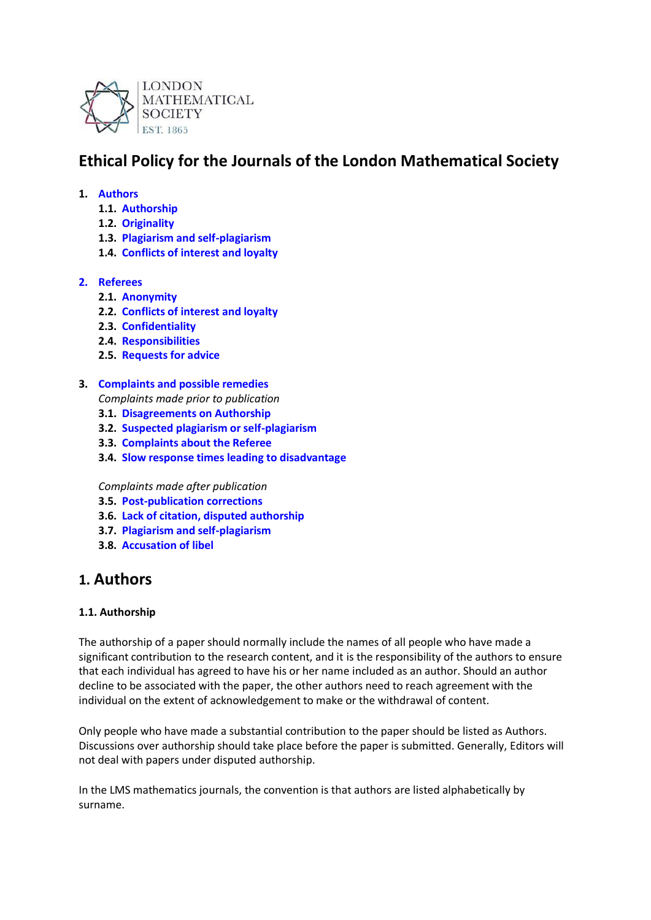LONDON MATHEMATICAL SOCIETY
EST. 1865

# Ethical Policy for the Journals of the London Mathematical Society

1. Authors
   1.1. Authorship
   1.2. Originality
   1.3. Plagiarism and self-plagiarism
   1.4. Conflicts of interest and loyalty

2. Referees
   2.1. Anonymity
   2.2. Conflicts of interest and loyalty
   2.3. Confidentiality
   2.4. Responsibilities
   2.5. Requests for advice

3. Complaints and possible remedies

   *Complaints made prior to publication*

   3.1. Disagreements on Authorship
   3.2. Suspected plagiarism or self-plagiarism
   3.3. Complaints about the Referee
   3.4. Slow response times leading to disadvantage

   *Complaints made after publication*

   3.5. Post-publication corrections
   3.6. Lack of citation, disputed authorship
   3.7. Plagiarism and self-plagiarism
   3.8. Accusation of libel

## 1. Authors

### 1.1. Authorship

The authorship of a paper should normally include the names of all people who have made a significant contribution to the research content, and it is the responsibility of the authors to ensure that each individual has agreed to have his or her name included as an author. Should an author decline to be associated with the paper, the other authors need to reach agreement with the individual on the extent of acknowledgement to make or the withdrawal of content.

Only people who have made a substantial contribution to the paper should be listed as Authors. Discussions over authorship should take place before the paper is submitted. Generally, Editors will not deal with papers under disputed authorship.

In the LMS mathematics journals, the convention is that authors are listed alphabetically by surname.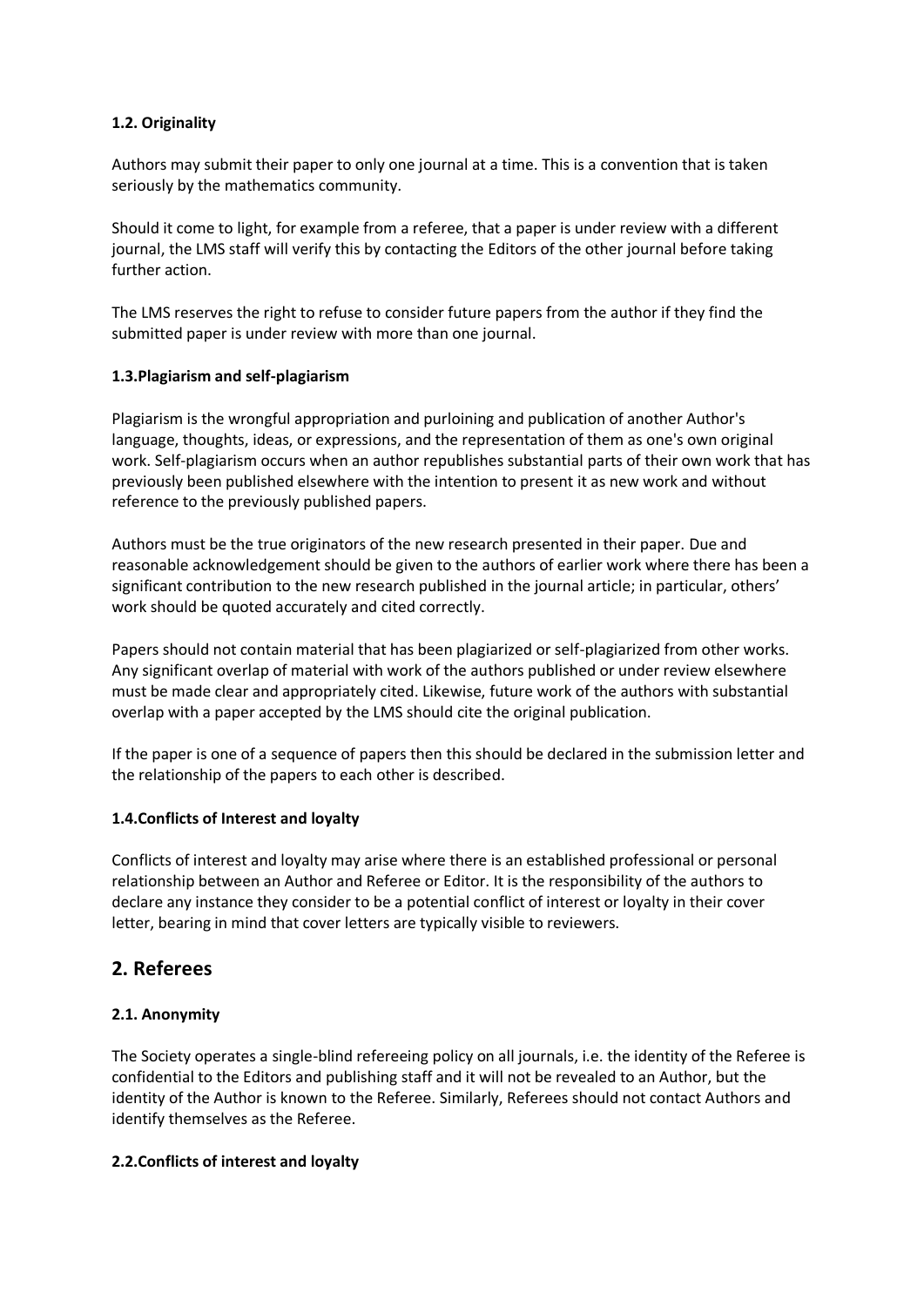### 1.2. Originality

Authors may submit their paper to only one journal at a time. This is a convention that is taken seriously by the mathematics community.

Should it come to light, for example from a referee, that a paper is under review with a different journal, the LMS staff will verify this by contacting the Editors of the other journal before taking further action.

The LMS reserves the right to refuse to consider future papers from the author if they find the submitted paper is under review with more than one journal.

### 1.3.Plagiarism and self-plagiarism

Plagiarism is the wrongful appropriation and purloining and publication of another Author's language, thoughts, ideas, or expressions, and the representation of them as one's own original work. Self-plagiarism occurs when an author republishes substantial parts of their own work that has previously been published elsewhere with the intention to present it as new work and without reference to the previously published papers.

Authors must be the true originators of the new research presented in their paper. Due and reasonable acknowledgement should be given to the authors of earlier work where there has been a significant contribution to the new research published in the journal article; in particular, others' work should be quoted accurately and cited correctly.

Papers should not contain material that has been plagiarized or self-plagiarized from other works. Any significant overlap of material with work of the authors published or under review elsewhere must be made clear and appropriately cited. Likewise, future work of the authors with substantial overlap with a paper accepted by the LMS should cite the original publication.

If the paper is one of a sequence of papers then this should be declared in the submission letter and the relationship of the papers to each other is described.

### 1.4.Conflicts of Interest and loyalty

Conflicts of interest and loyalty may arise where there is an established professional or personal relationship between an Author and Referee or Editor. It is the responsibility of the authors to declare any instance they consider to be a potential conflict of interest or loyalty in their cover letter, bearing in mind that cover letters are typically visible to reviewers.

## 2. Referees

### 2.1. Anonymity

The Society operates a single-blind refereeing policy on all journals, i.e. the identity of the Referee is confidential to the Editors and publishing staff and it will not be revealed to an Author, but the identity of the Author is known to the Referee. Similarly, Referees should not contact Authors and identify themselves as the Referee.

### 2.2.Conflicts of interest and loyalty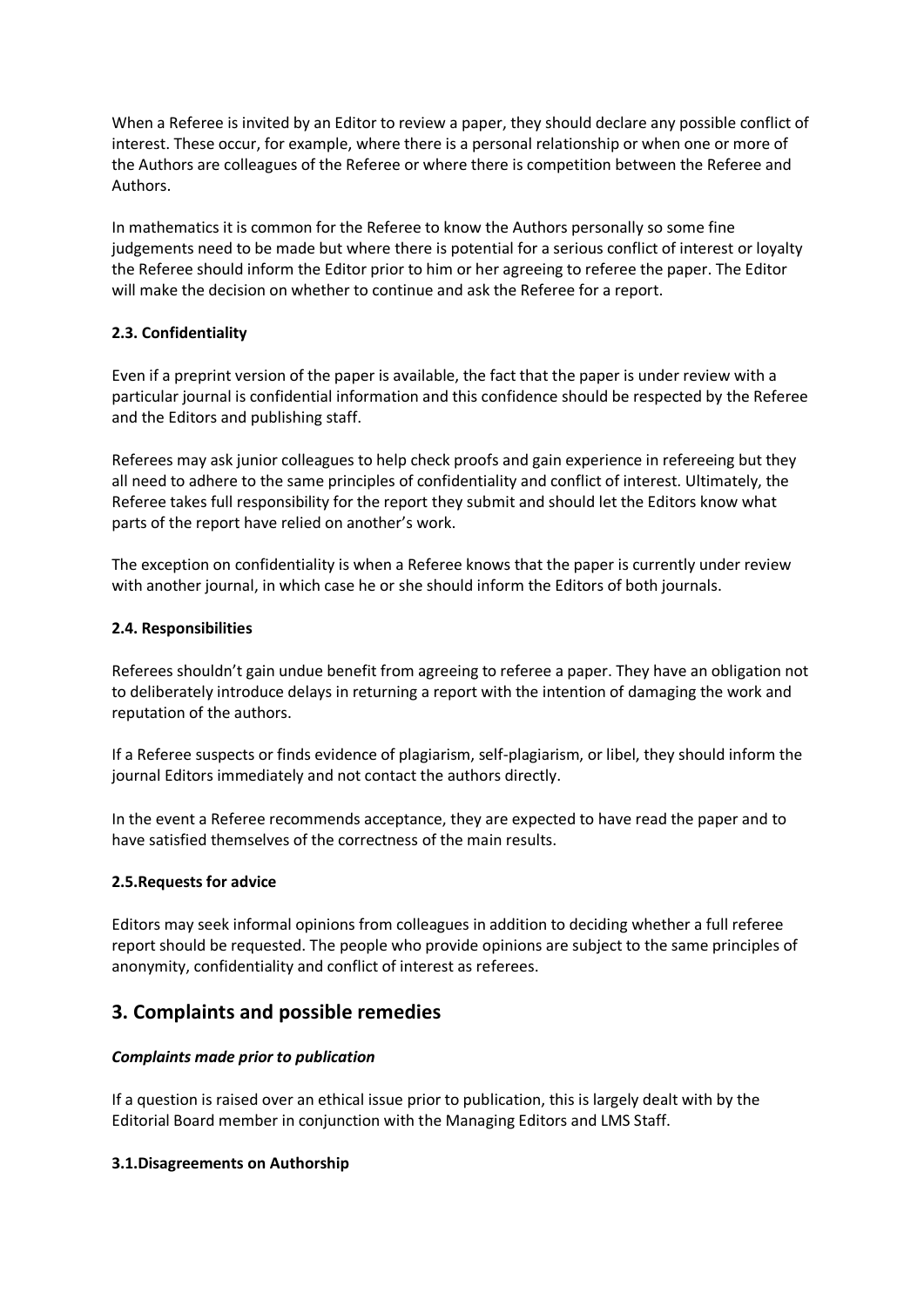When a Referee is invited by an Editor to review a paper, they should declare any possible conflict of interest. These occur, for example, where there is a personal relationship or when one or more of the Authors are colleagues of the Referee or where there is competition between the Referee and Authors.

In mathematics it is common for the Referee to know the Authors personally so some fine judgements need to be made but where there is potential for a serious conflict of interest or loyalty the Referee should inform the Editor prior to him or her agreeing to referee the paper. The Editor will make the decision on whether to continue and ask the Referee for a report.

### 2.3. Confidentiality

Even if a preprint version of the paper is available, the fact that the paper is under review with a particular journal is confidential information and this confidence should be respected by the Referee and the Editors and publishing staff.

Referees may ask junior colleagues to help check proofs and gain experience in refereeing but they all need to adhere to the same principles of confidentiality and conflict of interest. Ultimately, the Referee takes full responsibility for the report they submit and should let the Editors know what parts of the report have relied on another's work.

The exception on confidentiality is when a Referee knows that the paper is currently under review with another journal, in which case he or she should inform the Editors of both journals.

### 2.4. Responsibilities

Referees shouldn't gain undue benefit from agreeing to referee a paper. They have an obligation not to deliberately introduce delays in returning a report with the intention of damaging the work and reputation of the authors.

If a Referee suspects or finds evidence of plagiarism, self-plagiarism, or libel, they should inform the journal Editors immediately and not contact the authors directly.

In the event a Referee recommends acceptance, they are expected to have read the paper and to have satisfied themselves of the correctness of the main results.

### 2.5.Requests for advice

Editors may seek informal opinions from colleagues in addition to deciding whether a full referee report should be requested. The people who provide opinions are subject to the same principles of anonymity, confidentiality and conflict of interest as referees.

## 3. Complaints and possible remedies

***Complaints made prior to publication***

If a question is raised over an ethical issue prior to publication, this is largely dealt with by the Editorial Board member in conjunction with the Managing Editors and LMS Staff.

### 3.1.Disagreements on Authorship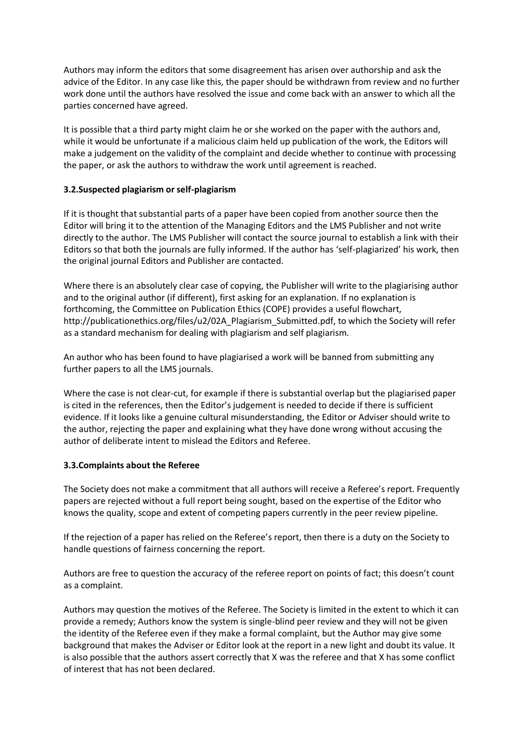Authors may inform the editors that some disagreement has arisen over authorship and ask the advice of the Editor. In any case like this, the paper should be withdrawn from review and no further work done until the authors have resolved the issue and come back with an answer to which all the parties concerned have agreed.

It is possible that a third party might claim he or she worked on the paper with the authors and, while it would be unfortunate if a malicious claim held up publication of the work, the Editors will make a judgement on the validity of the complaint and decide whether to continue with processing the paper, or ask the authors to withdraw the work until agreement is reached.

### 3.2.Suspected plagiarism or self-plagiarism

If it is thought that substantial parts of a paper have been copied from another source then the Editor will bring it to the attention of the Managing Editors and the LMS Publisher and not write directly to the author. The LMS Publisher will contact the source journal to establish a link with their Editors so that both the journals are fully informed. If the author has 'self-plagiarized' his work, then the original journal Editors and Publisher are contacted.

Where there is an absolutely clear case of copying, the Publisher will write to the plagiarising author and to the original author (if different), first asking for an explanation. If no explanation is forthcoming, the Committee on Publication Ethics (COPE) provides a useful flowchart, http://publicationethics.org/files/u2/02A_Plagiarism_Submitted.pdf, to which the Society will refer as a standard mechanism for dealing with plagiarism and self plagiarism.

An author who has been found to have plagiarised a work will be banned from submitting any further papers to all the LMS journals.

Where the case is not clear-cut, for example if there is substantial overlap but the plagiarised paper is cited in the references, then the Editor's judgement is needed to decide if there is sufficient evidence. If it looks like a genuine cultural misunderstanding, the Editor or Adviser should write to the author, rejecting the paper and explaining what they have done wrong without accusing the author of deliberate intent to mislead the Editors and Referee.

### 3.3.Complaints about the Referee

The Society does not make a commitment that all authors will receive a Referee's report. Frequently papers are rejected without a full report being sought, based on the expertise of the Editor who knows the quality, scope and extent of competing papers currently in the peer review pipeline.

If the rejection of a paper has relied on the Referee's report, then there is a duty on the Society to handle questions of fairness concerning the report.

Authors are free to question the accuracy of the referee report on points of fact; this doesn't count as a complaint.

Authors may question the motives of the Referee. The Society is limited in the extent to which it can provide a remedy; Authors know the system is single-blind peer review and they will not be given the identity of the Referee even if they make a formal complaint, but the Author may give some background that makes the Adviser or Editor look at the report in a new light and doubt its value. It is also possible that the authors assert correctly that X was the referee and that X has some conflict of interest that has not been declared.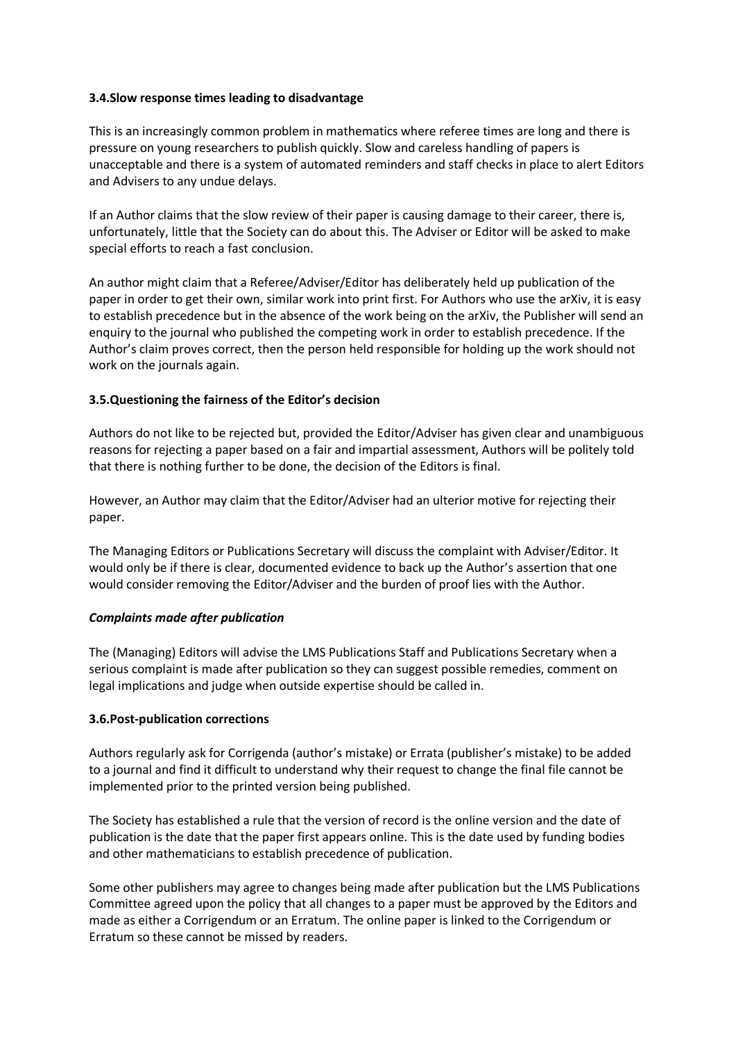### 3.4. Slow response times leading to disadvantage

This is an increasingly common problem in mathematics where referee times are long and there is pressure on young researchers to publish quickly. Slow and careless handling of papers is unacceptable and there is a system of automated reminders and staff checks in place to alert Editors and Advisers to any undue delays.

If an Author claims that the slow review of their paper is causing damage to their career, there is, unfortunately, little that the Society can do about this. The Adviser or Editor will be asked to make special efforts to reach a fast conclusion.

An author might claim that a Referee/Adviser/Editor has deliberately held up publication of the paper in order to get their own, similar work into print first. For Authors who use the arXiv, it is easy to establish precedence but in the absence of the work being on the arXiv, the Publisher will send an enquiry to the journal who published the competing work in order to establish precedence. If the Author's claim proves correct, then the person held responsible for holding up the work should not work on the journals again.

### 3.5. Questioning the fairness of the Editor's decision

Authors do not like to be rejected but, provided the Editor/Adviser has given clear and unambiguous reasons for rejecting a paper based on a fair and impartial assessment, Authors will be politely told that there is nothing further to be done, the decision of the Editors is final.

However, an Author may claim that the Editor/Adviser had an ulterior motive for rejecting their paper.

The Managing Editors or Publications Secretary will discuss the complaint with Adviser/Editor. It would only be if there is clear, documented evidence to back up the Author's assertion that one would consider removing the Editor/Adviser and the burden of proof lies with the Author.

#### ***Complaints made after publication***

The (Managing) Editors will advise the LMS Publications Staff and Publications Secretary when a serious complaint is made after publication so they can suggest possible remedies, comment on legal implications and judge when outside expertise should be called in.

### 3.6. Post-publication corrections

Authors regularly ask for Corrigenda (author's mistake) or Errata (publisher's mistake) to be added to a journal and find it difficult to understand why their request to change the final file cannot be implemented prior to the printed version being published.

The Society has established a rule that the version of record is the online version and the date of publication is the date that the paper first appears online. This is the date used by funding bodies and other mathematicians to establish precedence of publication.

Some other publishers may agree to changes being made after publication but the LMS Publications Committee agreed upon the policy that all changes to a paper must be approved by the Editors and made as either a Corrigendum or an Erratum. The online paper is linked to the Corrigendum or Erratum so these cannot be missed by readers.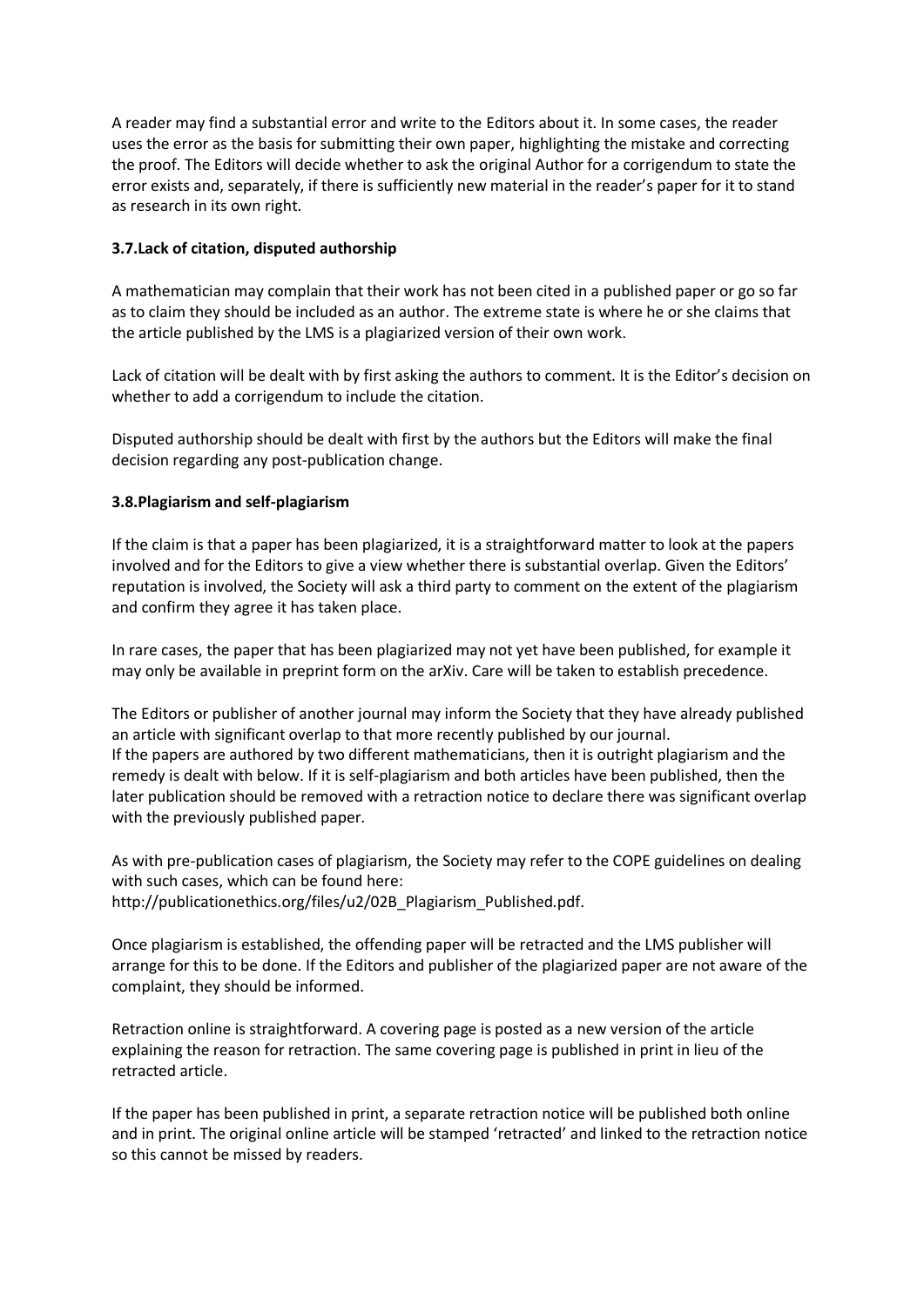A reader may find a substantial error and write to the Editors about it. In some cases, the reader uses the error as the basis for submitting their own paper, highlighting the mistake and correcting the proof. The Editors will decide whether to ask the original Author for a corrigendum to state the error exists and, separately, if there is sufficiently new material in the reader's paper for it to stand as research in its own right.

### 3.7. Lack of citation, disputed authorship

A mathematician may complain that their work has not been cited in a published paper or go so far as to claim they should be included as an author. The extreme state is where he or she claims that the article published by the LMS is a plagiarized version of their own work.

Lack of citation will be dealt with by first asking the authors to comment. It is the Editor's decision on whether to add a corrigendum to include the citation.

Disputed authorship should be dealt with first by the authors but the Editors will make the final decision regarding any post-publication change.

### 3.8. Plagiarism and self-plagiarism

If the claim is that a paper has been plagiarized, it is a straightforward matter to look at the papers involved and for the Editors to give a view whether there is substantial overlap. Given the Editors' reputation is involved, the Society will ask a third party to comment on the extent of the plagiarism and confirm they agree it has taken place.

In rare cases, the paper that has been plagiarized may not yet have been published, for example it may only be available in preprint form on the arXiv. Care will be taken to establish precedence.

The Editors or publisher of another journal may inform the Society that they have already published an article with significant overlap to that more recently published by our journal.
If the papers are authored by two different mathematicians, then it is outright plagiarism and the remedy is dealt with below. If it is self-plagiarism and both articles have been published, then the later publication should be removed with a retraction notice to declare there was significant overlap with the previously published paper.

As with pre-publication cases of plagiarism, the Society may refer to the COPE guidelines on dealing with such cases, which can be found here:
http://publicationethics.org/files/u2/02B_Plagiarism_Published.pdf.

Once plagiarism is established, the offending paper will be retracted and the LMS publisher will arrange for this to be done. If the Editors and publisher of the plagiarized paper are not aware of the complaint, they should be informed.

Retraction online is straightforward. A covering page is posted as a new version of the article explaining the reason for retraction. The same covering page is published in print in lieu of the retracted article.

If the paper has been published in print, a separate retraction notice will be published both online and in print. The original online article will be stamped 'retracted' and linked to the retraction notice so this cannot be missed by readers.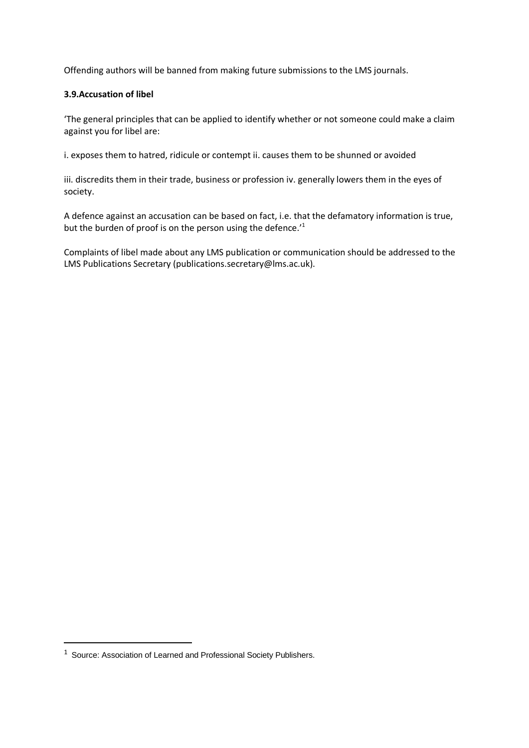Offending authors will be banned from making future submissions to the LMS journals.

### 3.9.Accusation of libel

'The general principles that can be applied to identify whether or not someone could make a claim against you for libel are:

i. exposes them to hatred, ridicule or contempt ii. causes them to be shunned or avoided

iii. discredits them in their trade, business or profession iv. generally lowers them in the eyes of society.

A defence against an accusation can be based on fact, i.e. that the defamatory information is true, but the burden of proof is on the person using the defence.'[1]

Complaints of libel made about any LMS publication or communication should be addressed to the LMS Publications Secretary (publications.secretary@lms.ac.uk).

---

[1] Source: Association of Learned and Professional Society Publishers.